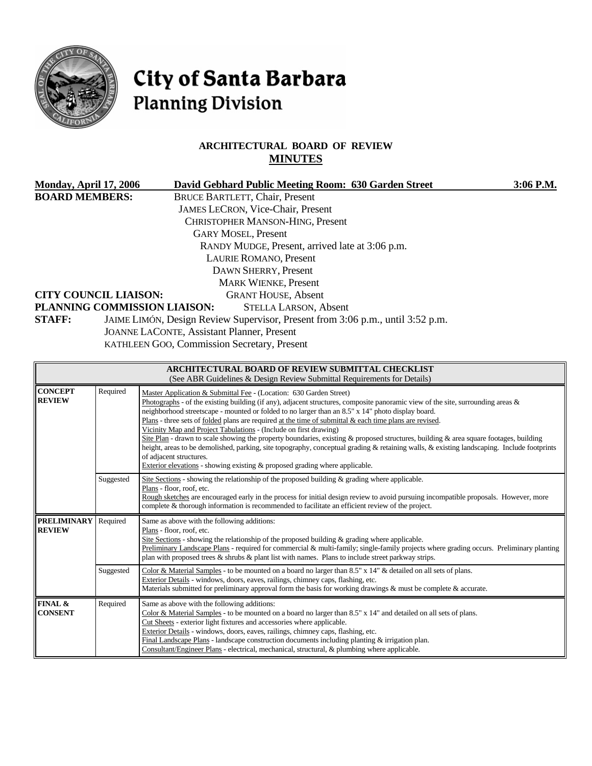# City of Santa Barbara
## Planning Division

### ARCHITECTURAL BOARD OF REVIEW
### MINUTES

**Monday, April 17, 2006** **David Gebhard Public Meeting Room: 630 Garden Street** **3:06 P.M.**

**BOARD MEMBERS:**
BRUCE BARTLETT, Chair, Present
JAMES LECRON, Vice-Chair, Present
CHRISTOPHER MANSON-HING, Present
GARY MOSEL, Present
RANDY MUDGE, Present, arrived late at 3:06 p.m.
LAURIE ROMANO, Present
DAWN SHERRY, Present
MARK WIENKE, Present

**CITY COUNCIL LIAISON:** GRANT HOUSE, Absent

**PLANNING COMMISSION LIAISON:** STELLA LARSON, Absent

**STAFF:**
JAIME LIMÓN, Design Review Supervisor, Present from 3:06 p.m., until 3:52 p.m.
JOANNE LACONTE, Assistant Planner, Present
KATHLEEN GOO, Commission Secretary, Present

| ARCHITECTURAL BOARD OF REVIEW SUBMITTAL CHECKLIST (See ABR Guidelines & Design Review Submittal Requirements for Details) | | |
|---|---|---|
| **CONCEPT REVIEW** | Required | Master Application & Submittal Fee - (Location: 630 Garden Street)<br>Photographs - of the existing building (if any), adjacent structures, composite panoramic view of the site, surrounding areas & neighborhood streetscape - mounted or folded to no larger than an 8.5" x 14" photo display board.<br>Plans - three sets of folded plans are required at the time of submittal & each time plans are revised.<br>Vicinity Map and Project Tabulations - (Include on first drawing)<br>Site Plan - drawn to scale showing the property boundaries, existing & proposed structures, building & area square footages, building height, areas to be demolished, parking, site topography, conceptual grading & retaining walls, & existing landscaping. Include footprints of adjacent structures.<br>Exterior elevations - showing existing & proposed grading where applicable. |
| | Suggested | Site Sections - showing the relationship of the proposed building & grading where applicable.<br>Plans - floor, roof, etc.<br>Rough sketches are encouraged early in the process for initial design review to avoid pursuing incompatible proposals. However, more complete & thorough information is recommended to facilitate an efficient review of the project. |
| **PRELIMINARY REVIEW** | Required | Same as above with the following additions:<br>Plans - floor, roof, etc.<br>Site Sections - showing the relationship of the proposed building & grading where applicable.<br>Preliminary Landscape Plans - required for commercial & multi-family; single-family projects where grading occurs. Preliminary planting plan with proposed trees & shrubs & plant list with names. Plans to include street parkway strips. |
| | Suggested | Color & Material Samples - to be mounted on a board no larger than 8.5" x 14" & detailed on all sets of plans.<br>Exterior Details - windows, doors, eaves, railings, chimney caps, flashing, etc.<br>Materials submitted for preliminary approval form the basis for working drawings & must be complete & accurate. |
| **FINAL & CONSENT** | Required | Same as above with the following additions:<br>Color & Material Samples - to be mounted on a board no larger than 8.5" x 14" and detailed on all sets of plans.<br>Cut Sheets - exterior light fixtures and accessories where applicable.<br>Exterior Details - windows, doors, eaves, railings, chimney caps, flashing, etc.<br>Final Landscape Plans - landscape construction documents including planting & irrigation plan.<br>Consultant/Engineer Plans - electrical, mechanical, structural, & plumbing where applicable. |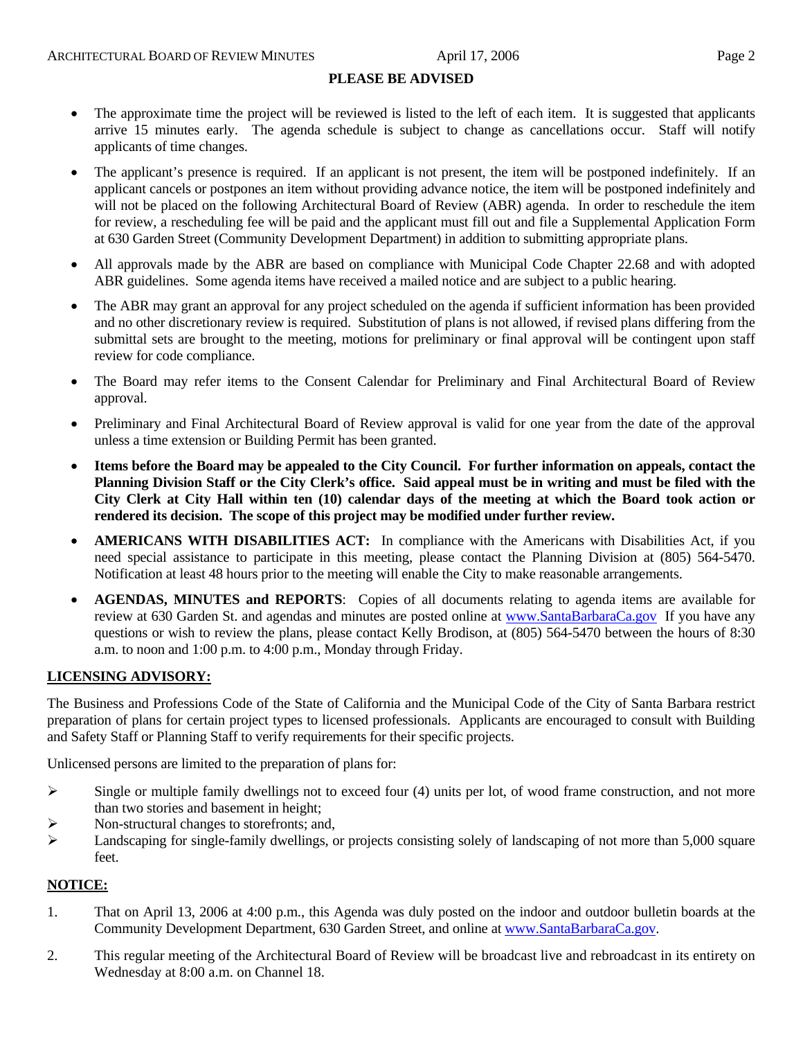## PLEASE BE ADVISED

- The approximate time the project will be reviewed is listed to the left of each item. It is suggested that applicants arrive 15 minutes early. The agenda schedule is subject to change as cancellations occur. Staff will notify applicants of time changes.
- The applicant's presence is required. If an applicant is not present, the item will be postponed indefinitely. If an applicant cancels or postpones an item without providing advance notice, the item will be postponed indefinitely and will not be placed on the following Architectural Board of Review (ABR) agenda. In order to reschedule the item for review, a rescheduling fee will be paid and the applicant must fill out and file a Supplemental Application Form at 630 Garden Street (Community Development Department) in addition to submitting appropriate plans.
- All approvals made by the ABR are based on compliance with Municipal Code Chapter 22.68 and with adopted ABR guidelines. Some agenda items have received a mailed notice and are subject to a public hearing.
- The ABR may grant an approval for any project scheduled on the agenda if sufficient information has been provided and no other discretionary review is required. Substitution of plans is not allowed, if revised plans differing from the submittal sets are brought to the meeting, motions for preliminary or final approval will be contingent upon staff review for code compliance.
- The Board may refer items to the Consent Calendar for Preliminary and Final Architectural Board of Review approval.
- Preliminary and Final Architectural Board of Review approval is valid for one year from the date of the approval unless a time extension or Building Permit has been granted.
- **Items before the Board may be appealed to the City Council. For further information on appeals, contact the Planning Division Staff or the City Clerk's office. Said appeal must be in writing and must be filed with the City Clerk at City Hall within ten (10) calendar days of the meeting at which the Board took action or rendered its decision. The scope of this project may be modified under further review.**
- **AMERICANS WITH DISABILITIES ACT:** In compliance with the Americans with Disabilities Act, if you need special assistance to participate in this meeting, please contact the Planning Division at (805) 564-5470. Notification at least 48 hours prior to the meeting will enable the City to make reasonable arrangements.
- **AGENDAS, MINUTES and REPORTS**: Copies of all documents relating to agenda items are available for review at 630 Garden St. and agendas and minutes are posted online at www.SantaBarbaraCa.gov If you have any questions or wish to review the plans, please contact Kelly Brodison, at (805) 564-5470 between the hours of 8:30 a.m. to noon and 1:00 p.m. to 4:00 p.m., Monday through Friday.

**LICENSING ADVISORY:**

The Business and Professions Code of the State of California and the Municipal Code of the City of Santa Barbara restrict preparation of plans for certain project types to licensed professionals. Applicants are encouraged to consult with Building and Safety Staff or Planning Staff to verify requirements for their specific projects.

Unlicensed persons are limited to the preparation of plans for:

- Single or multiple family dwellings not to exceed four (4) units per lot, of wood frame construction, and not more than two stories and basement in height;
- Non-structural changes to storefronts; and,
- Landscaping for single-family dwellings, or projects consisting solely of landscaping of not more than 5,000 square feet.

**NOTICE:**

1. That on April 13, 2006 at 4:00 p.m., this Agenda was duly posted on the indoor and outdoor bulletin boards at the Community Development Department, 630 Garden Street, and online at www.SantaBarbaraCa.gov.
2. This regular meeting of the Architectural Board of Review will be broadcast live and rebroadcast in its entirety on Wednesday at 8:00 a.m. on Channel 18.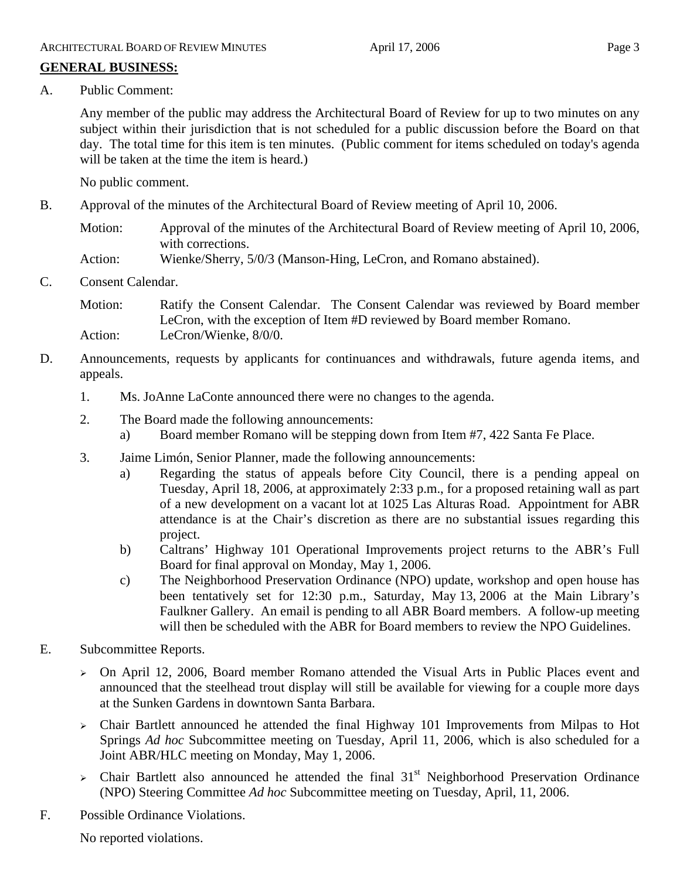**GENERAL BUSINESS:**

A. Public Comment:

Any member of the public may address the Architectural Board of Review for up to two minutes on any subject within their jurisdiction that is not scheduled for a public discussion before the Board on that day. The total time for this item is ten minutes. (Public comment for items scheduled on today's agenda will be taken at the time the item is heard.)

No public comment.

B. Approval of the minutes of the Architectural Board of Review meeting of April 10, 2006.

Motion: Approval of the minutes of the Architectural Board of Review meeting of April 10, 2006, with corrections.

Action: Wienke/Sherry, 5/0/3 (Manson-Hing, LeCron, and Romano abstained).

C. Consent Calendar.

Motion: Ratify the Consent Calendar. The Consent Calendar was reviewed by Board member LeCron, with the exception of Item #D reviewed by Board member Romano.

Action: LeCron/Wienke, 8/0/0.

D. Announcements, requests by applicants for continuances and withdrawals, future agenda items, and appeals.

1. Ms. JoAnne LaConte announced there were no changes to the agenda.

2. The Board made the following announcements:
   a) Board member Romano will be stepping down from Item #7, 422 Santa Fe Place.

3. Jaime Limón, Senior Planner, made the following announcements:
   a) Regarding the status of appeals before City Council, there is a pending appeal on Tuesday, April 18, 2006, at approximately 2:33 p.m., for a proposed retaining wall as part of a new development on a vacant lot at 1025 Las Alturas Road. Appointment for ABR attendance is at the Chair's discretion as there are no substantial issues regarding this project.
   b) Caltrans' Highway 101 Operational Improvements project returns to the ABR's Full Board for final approval on Monday, May 1, 2006.
   c) The Neighborhood Preservation Ordinance (NPO) update, workshop and open house has been tentatively set for 12:30 p.m., Saturday, May 13, 2006 at the Main Library's Faulkner Gallery. An email is pending to all ABR Board members. A follow-up meeting will then be scheduled with the ABR for Board members to review the NPO Guidelines.

E. Subcommittee Reports.

- On April 12, 2006, Board member Romano attended the Visual Arts in Public Places event and announced that the steelhead trout display will still be available for viewing for a couple more days at the Sunken Gardens in downtown Santa Barbara.
- Chair Bartlett announced he attended the final Highway 101 Improvements from Milpas to Hot Springs *Ad hoc* Subcommittee meeting on Tuesday, April 11, 2006, which is also scheduled for a Joint ABR/HLC meeting on Monday, May 1, 2006.
- Chair Bartlett also announced he attended the final 31st Neighborhood Preservation Ordinance (NPO) Steering Committee *Ad hoc* Subcommittee meeting on Tuesday, April, 11, 2006.

F. Possible Ordinance Violations.

No reported violations.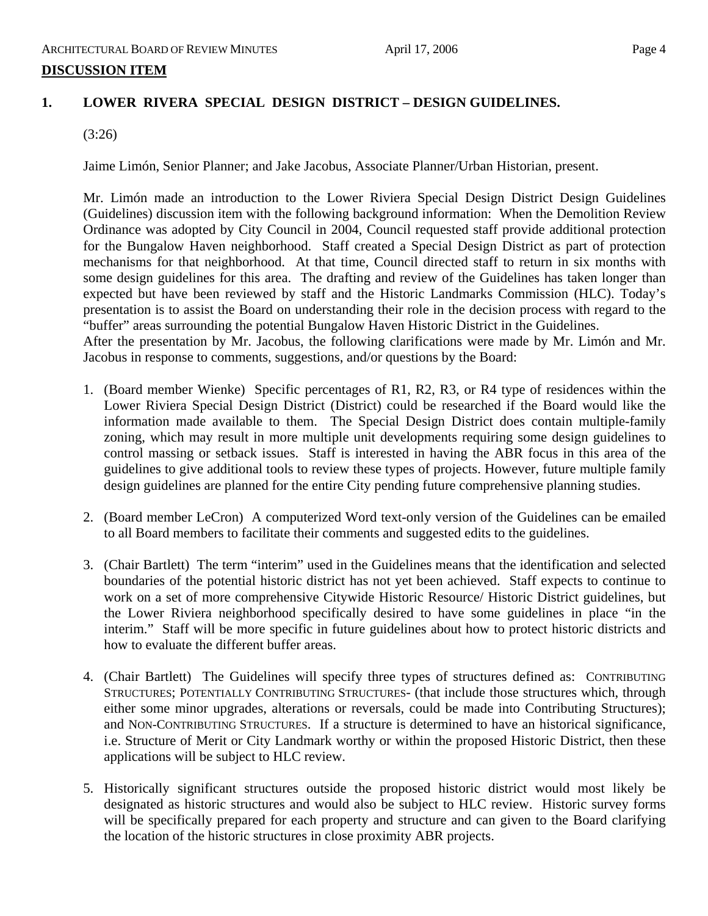## DISCUSSION ITEM

### 1. LOWER RIVERA SPECIAL DESIGN DISTRICT – DESIGN GUIDELINES.

(3:26)

Jaime Limón, Senior Planner; and Jake Jacobus, Associate Planner/Urban Historian, present.

Mr. Limón made an introduction to the Lower Riviera Special Design District Design Guidelines (Guidelines) discussion item with the following background information: When the Demolition Review Ordinance was adopted by City Council in 2004, Council requested staff provide additional protection for the Bungalow Haven neighborhood. Staff created a Special Design District as part of protection mechanisms for that neighborhood. At that time, Council directed staff to return in six months with some design guidelines for this area. The drafting and review of the Guidelines has taken longer than expected but have been reviewed by staff and the Historic Landmarks Commission (HLC). Today's presentation is to assist the Board on understanding their role in the decision process with regard to the "buffer" areas surrounding the potential Bungalow Haven Historic District in the Guidelines.
After the presentation by Mr. Jacobus, the following clarifications were made by Mr. Limón and Mr. Jacobus in response to comments, suggestions, and/or questions by the Board:

1. (Board member Wienke) Specific percentages of R1, R2, R3, or R4 type of residences within the Lower Riviera Special Design District (District) could be researched if the Board would like the information made available to them. The Special Design District does contain multiple-family zoning, which may result in more multiple unit developments requiring some design guidelines to control massing or setback issues. Staff is interested in having the ABR focus in this area of the guidelines to give additional tools to review these types of projects. However, future multiple family design guidelines are planned for the entire City pending future comprehensive planning studies.

2. (Board member LeCron) A computerized Word text-only version of the Guidelines can be emailed to all Board members to facilitate their comments and suggested edits to the guidelines.

3. (Chair Bartlett) The term "interim" used in the Guidelines means that the identification and selected boundaries of the potential historic district has not yet been achieved. Staff expects to continue to work on a set of more comprehensive Citywide Historic Resource/ Historic District guidelines, but the Lower Riviera neighborhood specifically desired to have some guidelines in place "in the interim." Staff will be more specific in future guidelines about how to protect historic districts and how to evaluate the different buffer areas.

4. (Chair Bartlett) The Guidelines will specify three types of structures defined as: CONTRIBUTING STRUCTURES; POTENTIALLY CONTRIBUTING STRUCTURES- (that include those structures which, through either some minor upgrades, alterations or reversals, could be made into Contributing Structures); and NON-CONTRIBUTING STRUCTURES. If a structure is determined to have an historical significance, i.e. Structure of Merit or City Landmark worthy or within the proposed Historic District, then these applications will be subject to HLC review.

5. Historically significant structures outside the proposed historic district would most likely be designated as historic structures and would also be subject to HLC review. Historic survey forms will be specifically prepared for each property and structure and can given to the Board clarifying the location of the historic structures in close proximity ABR projects.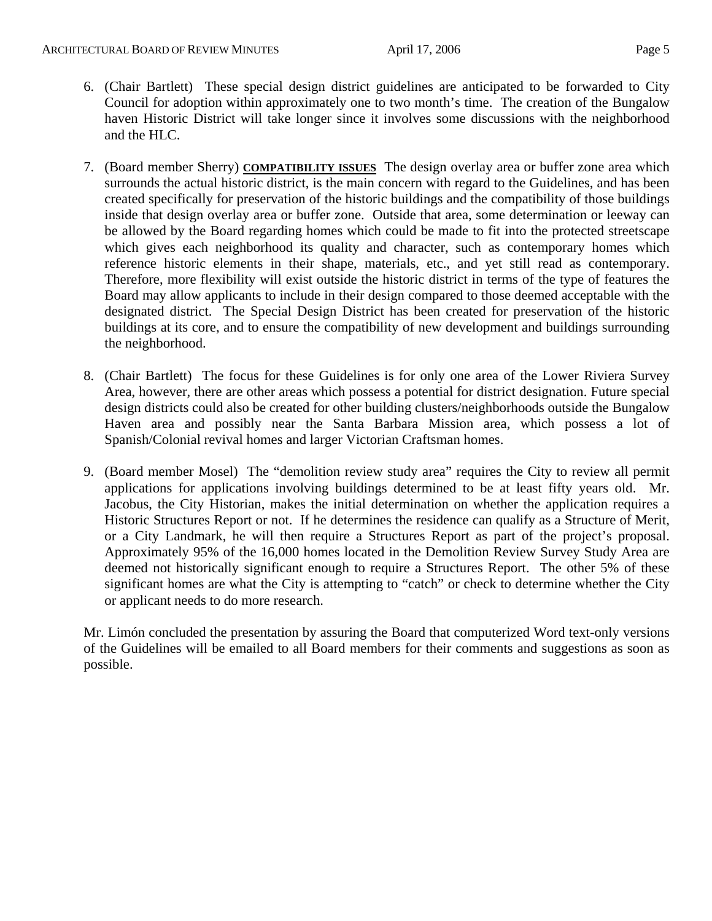6. (Chair Bartlett) These special design district guidelines are anticipated to be forwarded to City Council for adoption within approximately one to two month's time. The creation of the Bungalow haven Historic District will take longer since it involves some discussions with the neighborhood and the HLC.

7. (Board member Sherry) **COMPATIBILITY ISSUES** The design overlay area or buffer zone area which surrounds the actual historic district, is the main concern with regard to the Guidelines, and has been created specifically for preservation of the historic buildings and the compatibility of those buildings inside that design overlay area or buffer zone. Outside that area, some determination or leeway can be allowed by the Board regarding homes which could be made to fit into the protected streetscape which gives each neighborhood its quality and character, such as contemporary homes which reference historic elements in their shape, materials, etc., and yet still read as contemporary. Therefore, more flexibility will exist outside the historic district in terms of the type of features the Board may allow applicants to include in their design compared to those deemed acceptable with the designated district. The Special Design District has been created for preservation of the historic buildings at its core, and to ensure the compatibility of new development and buildings surrounding the neighborhood.

8. (Chair Bartlett) The focus for these Guidelines is for only one area of the Lower Riviera Survey Area, however, there are other areas which possess a potential for district designation. Future special design districts could also be created for other building clusters/neighborhoods outside the Bungalow Haven area and possibly near the Santa Barbara Mission area, which possess a lot of Spanish/Colonial revival homes and larger Victorian Craftsman homes.

9. (Board member Mosel) The "demolition review study area" requires the City to review all permit applications for applications involving buildings determined to be at least fifty years old. Mr. Jacobus, the City Historian, makes the initial determination on whether the application requires a Historic Structures Report or not. If he determines the residence can qualify as a Structure of Merit, or a City Landmark, he will then require a Structures Report as part of the project's proposal. Approximately 95% of the 16,000 homes located in the Demolition Review Survey Study Area are deemed not historically significant enough to require a Structures Report. The other 5% of these significant homes are what the City is attempting to "catch" or check to determine whether the City or applicant needs to do more research.

Mr. Limón concluded the presentation by assuring the Board that computerized Word text-only versions of the Guidelines will be emailed to all Board members for their comments and suggestions as soon as possible.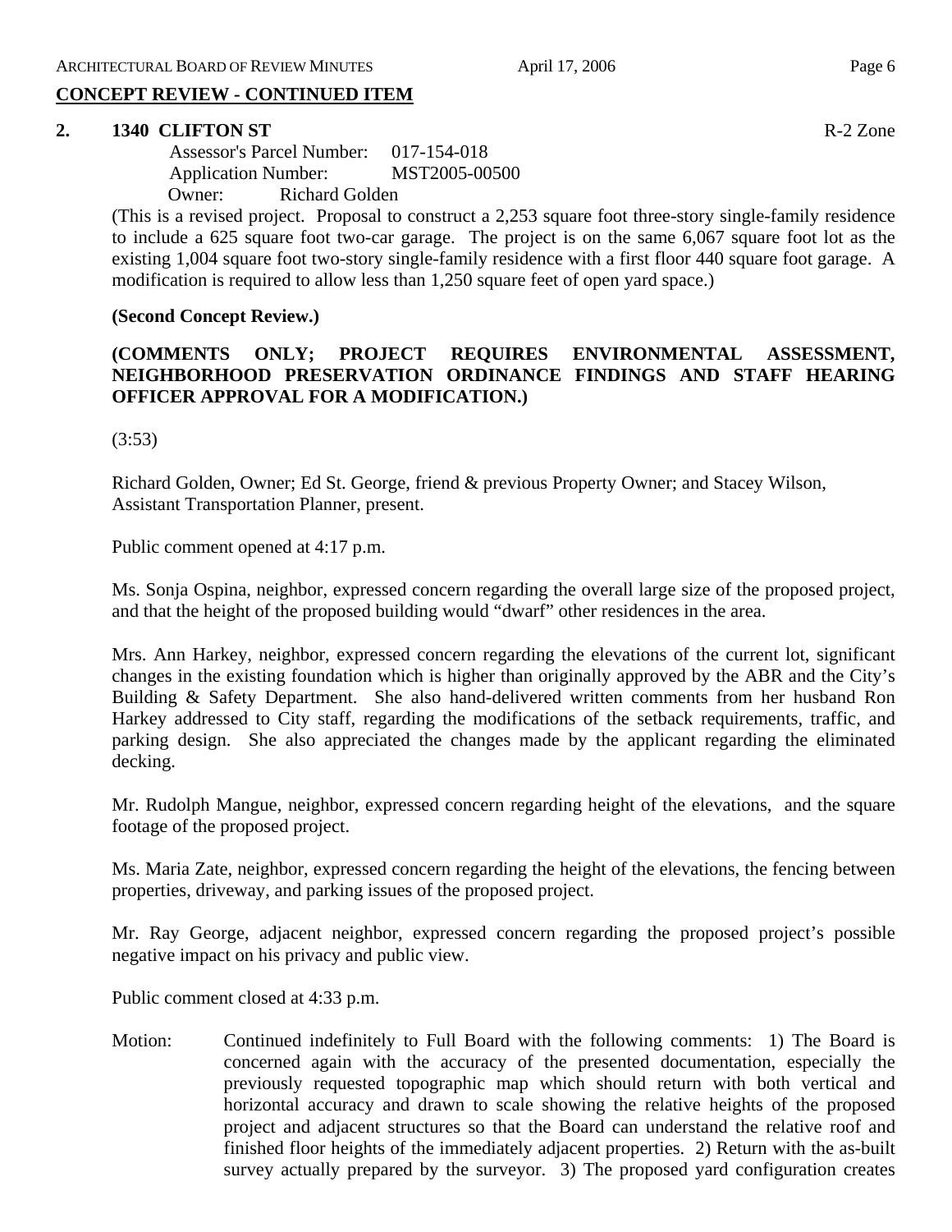## CONCEPT REVIEW - CONTINUED ITEM

**2. 1340 CLIFTON ST** R-2 Zone

Assessor's Parcel Number: 017-154-018
Application Number: MST2005-00500
Owner: Richard Golden

(This is a revised project. Proposal to construct a 2,253 square foot three-story single-family residence to include a 625 square foot two-car garage. The project is on the same 6,067 square foot lot as the existing 1,004 square foot two-story single-family residence with a first floor 440 square foot garage. A modification is required to allow less than 1,250 square feet of open yard space.)

**(Second Concept Review.)**

**(COMMENTS ONLY; PROJECT REQUIRES ENVIRONMENTAL ASSESSMENT, NEIGHBORHOOD PRESERVATION ORDINANCE FINDINGS AND STAFF HEARING OFFICER APPROVAL FOR A MODIFICATION.)**

(3:53)

Richard Golden, Owner; Ed St. George, friend & previous Property Owner; and Stacey Wilson, Assistant Transportation Planner, present.

Public comment opened at 4:17 p.m.

Ms. Sonja Ospina, neighbor, expressed concern regarding the overall large size of the proposed project, and that the height of the proposed building would "dwarf" other residences in the area.

Mrs. Ann Harkey, neighbor, expressed concern regarding the elevations of the current lot, significant changes in the existing foundation which is higher than originally approved by the ABR and the City's Building & Safety Department. She also hand-delivered written comments from her husband Ron Harkey addressed to City staff, regarding the modifications of the setback requirements, traffic, and parking design. She also appreciated the changes made by the applicant regarding the eliminated decking.

Mr. Rudolph Mangue, neighbor, expressed concern regarding height of the elevations, and the square footage of the proposed project.

Ms. Maria Zate, neighbor, expressed concern regarding the height of the elevations, the fencing between properties, driveway, and parking issues of the proposed project.

Mr. Ray George, adjacent neighbor, expressed concern regarding the proposed project's possible negative impact on his privacy and public view.

Public comment closed at 4:33 p.m.

Motion: Continued indefinitely to Full Board with the following comments: 1) The Board is concerned again with the accuracy of the presented documentation, especially the previously requested topographic map which should return with both vertical and horizontal accuracy and drawn to scale showing the relative heights of the proposed project and adjacent structures so that the Board can understand the relative roof and finished floor heights of the immediately adjacent properties. 2) Return with the as-built survey actually prepared by the surveyor. 3) The proposed yard configuration creates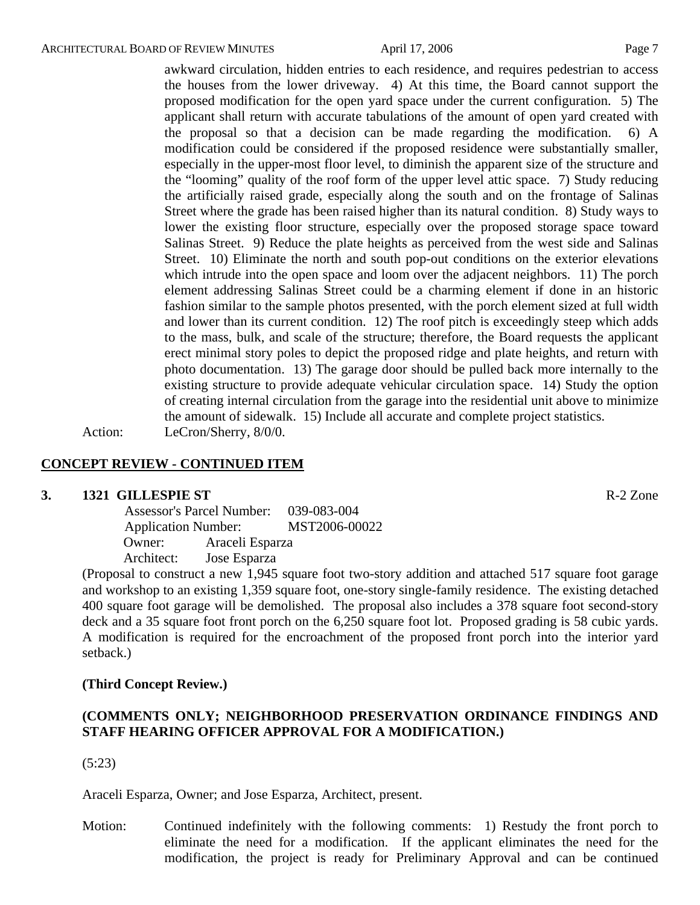awkward circulation, hidden entries to each residence, and requires pedestrian to access the houses from the lower driveway. 4) At this time, the Board cannot support the proposed modification for the open yard space under the current configuration. 5) The applicant shall return with accurate tabulations of the amount of open yard created with the proposal so that a decision can be made regarding the modification. 6) A modification could be considered if the proposed residence were substantially smaller, especially in the upper-most floor level, to diminish the apparent size of the structure and the "looming" quality of the roof form of the upper level attic space. 7) Study reducing the artificially raised grade, especially along the south and on the frontage of Salinas Street where the grade has been raised higher than its natural condition. 8) Study ways to lower the existing floor structure, especially over the proposed storage space toward Salinas Street. 9) Reduce the plate heights as perceived from the west side and Salinas Street. 10) Eliminate the north and south pop-out conditions on the exterior elevations which intrude into the open space and loom over the adjacent neighbors. 11) The porch element addressing Salinas Street could be a charming element if done in an historic fashion similar to the sample photos presented, with the porch element sized at full width and lower than its current condition. 12) The roof pitch is exceedingly steep which adds to the mass, bulk, and scale of the structure; therefore, the Board requests the applicant erect minimal story poles to depict the proposed ridge and plate heights, and return with photo documentation. 13) The garage door should be pulled back more internally to the existing structure to provide adequate vehicular circulation space. 14) Study the option of creating internal circulation from the garage into the residential unit above to minimize the amount of sidewalk. 15) Include all accurate and complete project statistics.

Action: LeCron/Sherry, 8/0/0.

## CONCEPT REVIEW - CONTINUED ITEM

**3. 1321 GILLESPIE ST** R-2 Zone

Assessor's Parcel Number: 039-083-004
Application Number: MST2006-00022
Owner: Araceli Esparza
Architect: Jose Esparza

(Proposal to construct a new 1,945 square foot two-story addition and attached 517 square foot garage and workshop to an existing 1,359 square foot, one-story single-family residence. The existing detached 400 square foot garage will be demolished. The proposal also includes a 378 square foot second-story deck and a 35 square foot front porch on the 6,250 square foot lot. Proposed grading is 58 cubic yards. A modification is required for the encroachment of the proposed front porch into the interior yard setback.)

**(Third Concept Review.)**

**(COMMENTS ONLY; NEIGHBORHOOD PRESERVATION ORDINANCE FINDINGS AND STAFF HEARING OFFICER APPROVAL FOR A MODIFICATION.)**

(5:23)

Araceli Esparza, Owner; and Jose Esparza, Architect, present.

Motion: Continued indefinitely with the following comments: 1) Restudy the front porch to eliminate the need for a modification. If the applicant eliminates the need for the modification, the project is ready for Preliminary Approval and can be continued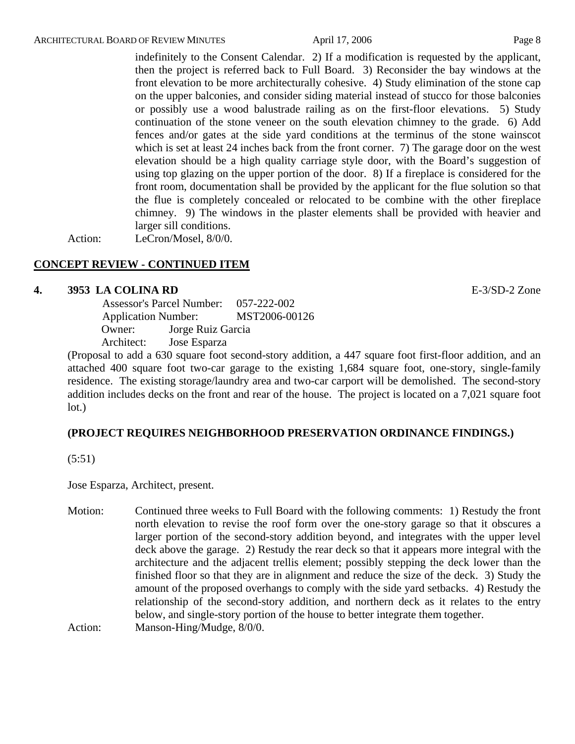indefinitely to the Consent Calendar. 2) If a modification is requested by the applicant, then the project is referred back to Full Board. 3) Reconsider the bay windows at the front elevation to be more architecturally cohesive. 4) Study elimination of the stone cap on the upper balconies, and consider siding material instead of stucco for those balconies or possibly use a wood balustrade railing as on the first-floor elevations. 5) Study continuation of the stone veneer on the south elevation chimney to the grade. 6) Add fences and/or gates at the side yard conditions at the terminus of the stone wainscot which is set at least 24 inches back from the front corner. 7) The garage door on the west elevation should be a high quality carriage style door, with the Board's suggestion of using top glazing on the upper portion of the door. 8) If a fireplace is considered for the front room, documentation shall be provided by the applicant for the flue solution so that the flue is completely concealed or relocated to be combine with the other fireplace chimney. 9) The windows in the plaster elements shall be provided with heavier and larger sill conditions.

Action: LeCron/Mosel, 8/0/0.

## CONCEPT REVIEW - CONTINUED ITEM

**4. 3953 LA COLINA RD** E-3/SD-2 Zone

Assessor's Parcel Number: 057-222-002
Application Number: MST2006-00126
Owner: Jorge Ruiz Garcia
Architect: Jose Esparza

(Proposal to add a 630 square foot second-story addition, a 447 square foot first-floor addition, and an attached 400 square foot two-car garage to the existing 1,684 square foot, one-story, single-family residence. The existing storage/laundry area and two-car carport will be demolished. The second-story addition includes decks on the front and rear of the house. The project is located on a 7,021 square foot lot.)

**(PROJECT REQUIRES NEIGHBORHOOD PRESERVATION ORDINANCE FINDINGS.)**

(5:51)

Jose Esparza, Architect, present.

Motion: Continued three weeks to Full Board with the following comments: 1) Restudy the front north elevation to revise the roof form over the one-story garage so that it obscures a larger portion of the second-story addition beyond, and integrates with the upper level deck above the garage. 2) Restudy the rear deck so that it appears more integral with the architecture and the adjacent trellis element; possibly stepping the deck lower than the finished floor so that they are in alignment and reduce the size of the deck. 3) Study the amount of the proposed overhangs to comply with the side yard setbacks. 4) Restudy the relationship of the second-story addition, and northern deck as it relates to the entry below, and single-story portion of the house to better integrate them together.

Action: Manson-Hing/Mudge, 8/0/0.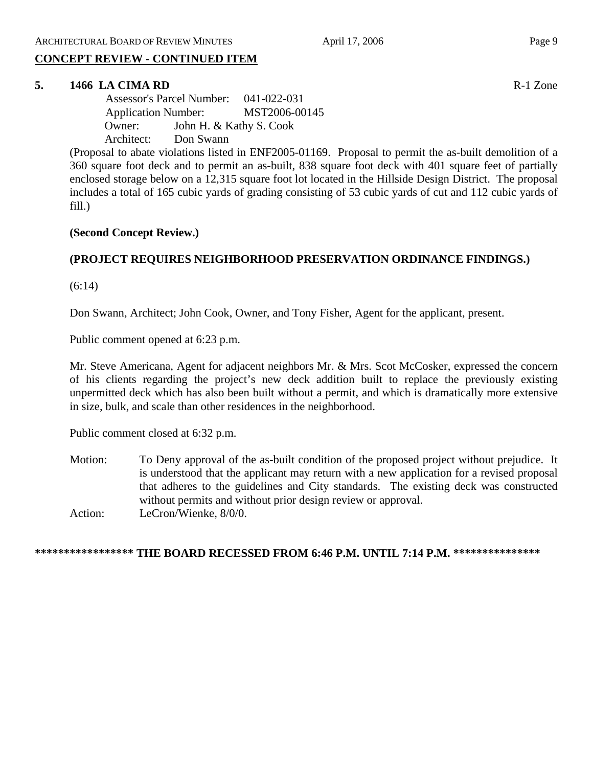## CONCEPT REVIEW - CONTINUED ITEM

**5. 1466 LA CIMA RD** R-1 Zone

Assessor's Parcel Number: 041-022-031
Application Number: MST2006-00145
Owner: John H. & Kathy S. Cook
Architect: Don Swann

(Proposal to abate violations listed in ENF2005-01169. Proposal to permit the as-built demolition of a 360 square foot deck and to permit an as-built, 838 square foot deck with 401 square feet of partially enclosed storage below on a 12,315 square foot lot located in the Hillside Design District. The proposal includes a total of 165 cubic yards of grading consisting of 53 cubic yards of cut and 112 cubic yards of fill.)

**(Second Concept Review.)**

**(PROJECT REQUIRES NEIGHBORHOOD PRESERVATION ORDINANCE FINDINGS.)**

(6:14)

Don Swann, Architect; John Cook, Owner, and Tony Fisher, Agent for the applicant, present.

Public comment opened at 6:23 p.m.

Mr. Steve Americana, Agent for adjacent neighbors Mr. & Mrs. Scot McCosker, expressed the concern of his clients regarding the project's new deck addition built to replace the previously existing unpermitted deck which has also been built without a permit, and which is dramatically more extensive in size, bulk, and scale than other residences in the neighborhood.

Public comment closed at 6:32 p.m.

Motion: To Deny approval of the as-built condition of the proposed project without prejudice. It is understood that the applicant may return with a new application for a revised proposal that adheres to the guidelines and City standards. The existing deck was constructed without permits and without prior design review or approval.

Action: LeCron/Wienke, 8/0/0.

**\*\*\*\*\*\*\*\*\*\*\*\*\*\*\*\*\* THE BOARD RECESSED FROM 6:46 P.M. UNTIL 7:14 P.M. \*\*\*\*\*\*\*\*\*\*\*\*\*\*\***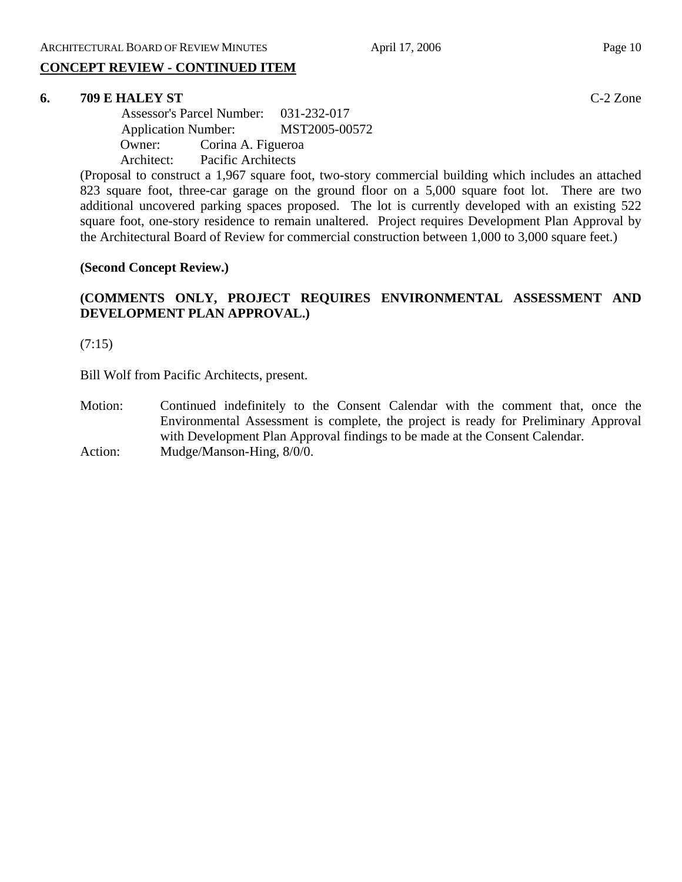## CONCEPT REVIEW - CONTINUED ITEM

### 6. 709 E HALEY ST

C-2 Zone

Assessor's Parcel Number: 031-232-017
Application Number: MST2005-00572
Owner: Corina A. Figueroa
Architect: Pacific Architects

(Proposal to construct a 1,967 square foot, two-story commercial building which includes an attached 823 square foot, three-car garage on the ground floor on a 5,000 square foot lot. There are two additional uncovered parking spaces proposed. The lot is currently developed with an existing 522 square foot, one-story residence to remain unaltered. Project requires Development Plan Approval by the Architectural Board of Review for commercial construction between 1,000 to 3,000 square feet.)

**(Second Concept Review.)**

**(COMMENTS ONLY, PROJECT REQUIRES ENVIRONMENTAL ASSESSMENT AND DEVELOPMENT PLAN APPROVAL.)**

(7:15)

Bill Wolf from Pacific Architects, present.

Motion: Continued indefinitely to the Consent Calendar with the comment that, once the Environmental Assessment is complete, the project is ready for Preliminary Approval with Development Plan Approval findings to be made at the Consent Calendar.

Action: Mudge/Manson-Hing, 8/0/0.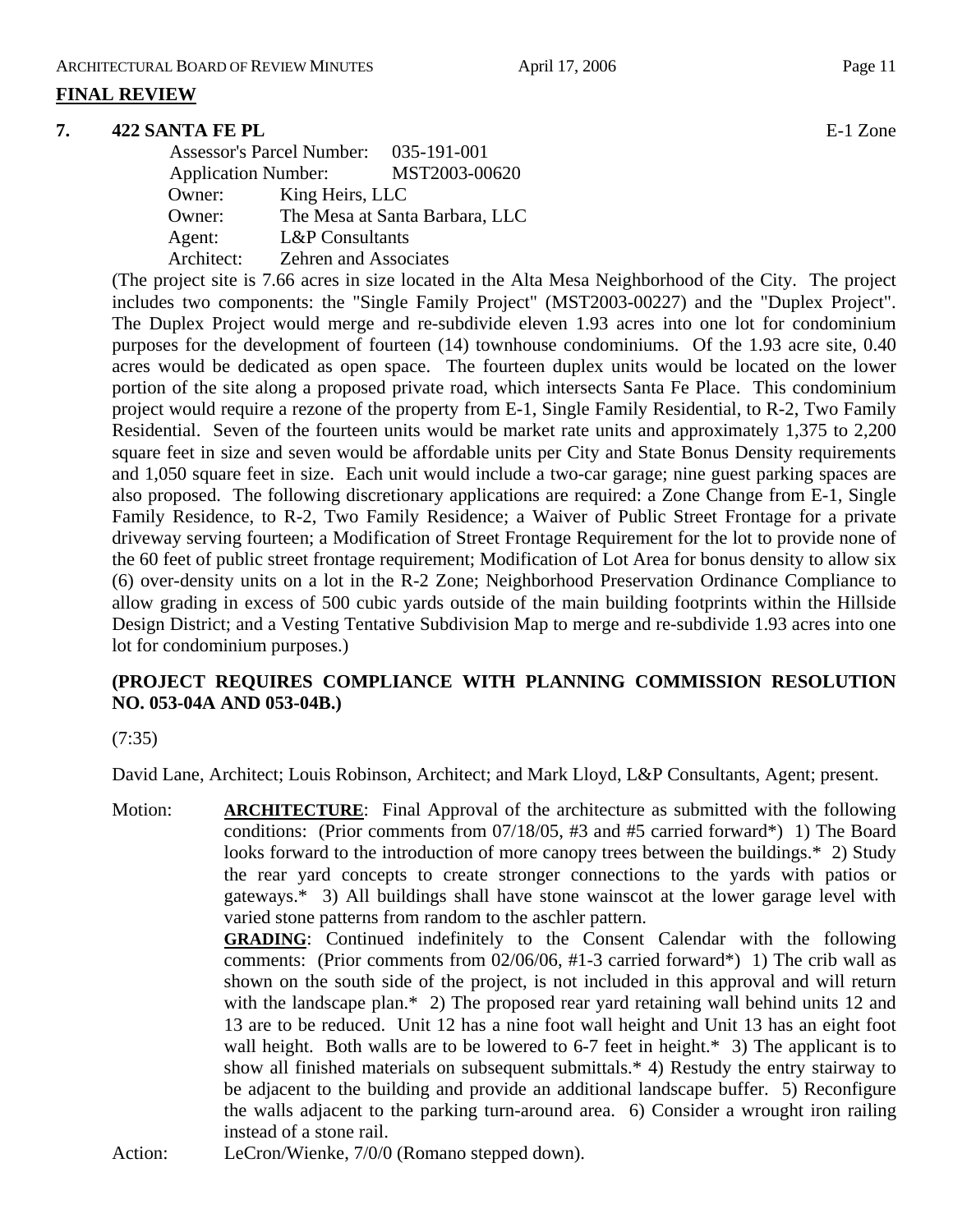## FINAL REVIEW

**7. 422 SANTA FE PL** E-1 Zone

Assessor's Parcel Number: 035-191-001
Application Number: MST2003-00620
Owner: King Heirs, LLC
Owner: The Mesa at Santa Barbara, LLC
Agent: L&P Consultants
Architect: Zehren and Associates

(The project site is 7.66 acres in size located in the Alta Mesa Neighborhood of the City. The project includes two components: the "Single Family Project" (MST2003-00227) and the "Duplex Project". The Duplex Project would merge and re-subdivide eleven 1.93 acres into one lot for condominium purposes for the development of fourteen (14) townhouse condominiums. Of the 1.93 acre site, 0.40 acres would be dedicated as open space. The fourteen duplex units would be located on the lower portion of the site along a proposed private road, which intersects Santa Fe Place. This condominium project would require a rezone of the property from E-1, Single Family Residential, to R-2, Two Family Residential. Seven of the fourteen units would be market rate units and approximately 1,375 to 2,200 square feet in size and seven would be affordable units per City and State Bonus Density requirements and 1,050 square feet in size. Each unit would include a two-car garage; nine guest parking spaces are also proposed. The following discretionary applications are required: a Zone Change from E-1, Single Family Residence, to R-2, Two Family Residence; a Waiver of Public Street Frontage for a private driveway serving fourteen; a Modification of Street Frontage Requirement for the lot to provide none of the 60 feet of public street frontage requirement; Modification of Lot Area for bonus density to allow six (6) over-density units on a lot in the R-2 Zone; Neighborhood Preservation Ordinance Compliance to allow grading in excess of 500 cubic yards outside of the main building footprints within the Hillside Design District; and a Vesting Tentative Subdivision Map to merge and re-subdivide 1.93 acres into one lot for condominium purposes.)

**(PROJECT REQUIRES COMPLIANCE WITH PLANNING COMMISSION RESOLUTION NO. 053-04A AND 053-04B.)**

(7:35)

David Lane, Architect; Louis Robinson, Architect; and Mark Lloyd, L&P Consultants, Agent; present.

Motion: **ARCHITECTURE**: Final Approval of the architecture as submitted with the following conditions: (Prior comments from 07/18/05, #3 and #5 carried forward*) 1) The Board looks forward to the introduction of more canopy trees between the buildings.* 2) Study the rear yard concepts to create stronger connections to the yards with patios or gateways.* 3) All buildings shall have stone wainscot at the lower garage level with varied stone patterns from random to the aschler pattern.

**GRADING**: Continued indefinitely to the Consent Calendar with the following comments: (Prior comments from 02/06/06, #1-3 carried forward*) 1) The crib wall as shown on the south side of the project, is not included in this approval and will return with the landscape plan.* 2) The proposed rear yard retaining wall behind units 12 and 13 are to be reduced. Unit 12 has a nine foot wall height and Unit 13 has an eight foot wall height. Both walls are to be lowered to 6-7 feet in height.* 3) The applicant is to show all finished materials on subsequent submittals.* 4) Restudy the entry stairway to be adjacent to the building and provide an additional landscape buffer. 5) Reconfigure the walls adjacent to the parking turn-around area. 6) Consider a wrought iron railing instead of a stone rail.

Action: LeCron/Wienke, 7/0/0 (Romano stepped down).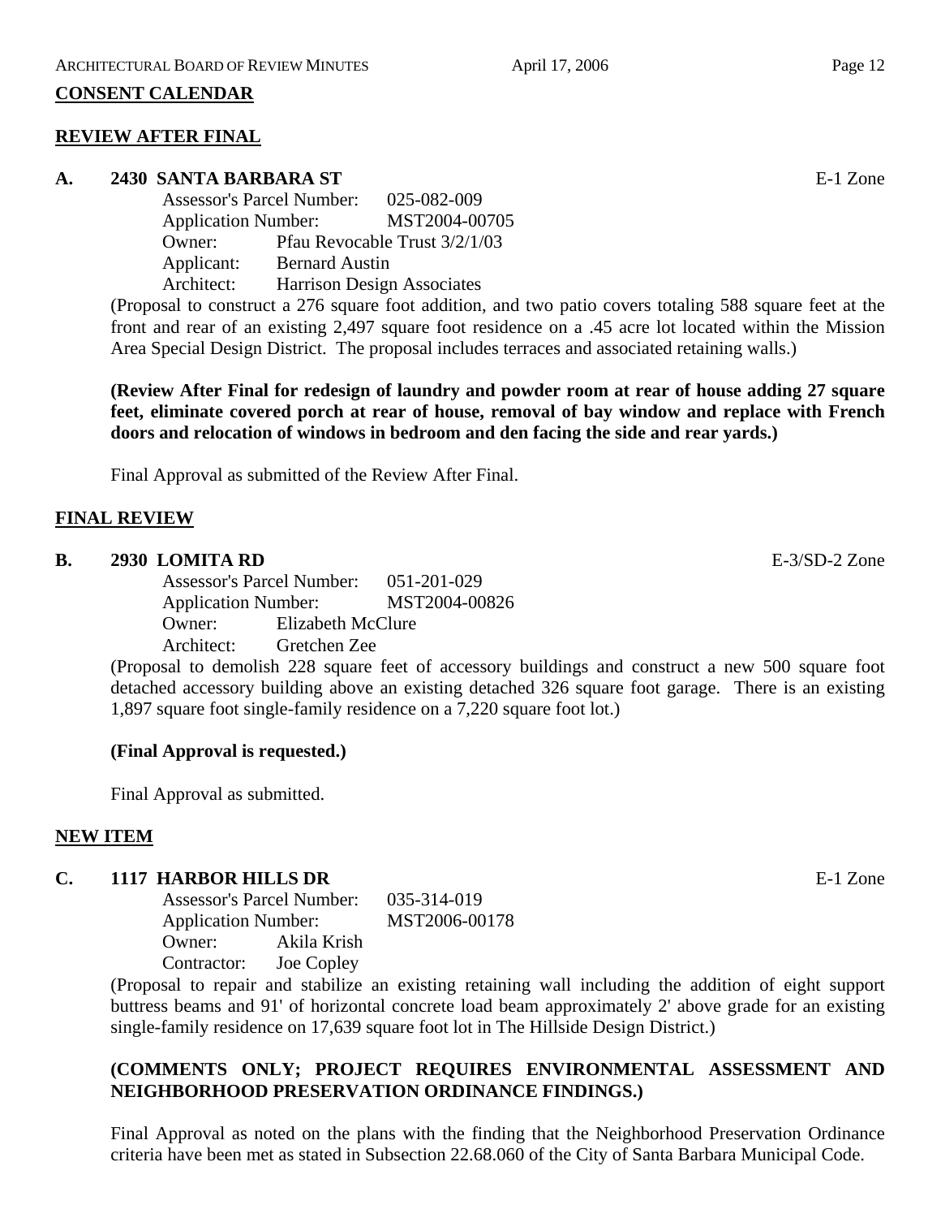## CONSENT CALENDAR

### REVIEW AFTER FINAL

**A. 2430 SANTA BARBARA ST** E-1 Zone

Assessor's Parcel Number: 025-082-009
Application Number: MST2004-00705
Owner: Pfau Revocable Trust 3/2/1/03
Applicant: Bernard Austin
Architect: Harrison Design Associates

(Proposal to construct a 276 square foot addition, and two patio covers totaling 588 square feet at the front and rear of an existing 2,497 square foot residence on a .45 acre lot located within the Mission Area Special Design District. The proposal includes terraces and associated retaining walls.)

**(Review After Final for redesign of laundry and powder room at rear of house adding 27 square feet, eliminate covered porch at rear of house, removal of bay window and replace with French doors and relocation of windows in bedroom and den facing the side and rear yards.)**

Final Approval as submitted of the Review After Final.

### FINAL REVIEW

**B. 2930 LOMITA RD** E-3/SD-2 Zone

Assessor's Parcel Number: 051-201-029
Application Number: MST2004-00826
Owner: Elizabeth McClure
Architect: Gretchen Zee

(Proposal to demolish 228 square feet of accessory buildings and construct a new 500 square foot detached accessory building above an existing detached 326 square foot garage. There is an existing 1,897 square foot single-family residence on a 7,220 square foot lot.)

**(Final Approval is requested.)**

Final Approval as submitted.

### NEW ITEM

**C. 1117 HARBOR HILLS DR** E-1 Zone

Assessor's Parcel Number: 035-314-019
Application Number: MST2006-00178
Owner: Akila Krish
Contractor: Joe Copley

(Proposal to repair and stabilize an existing retaining wall including the addition of eight support buttress beams and 91' of horizontal concrete load beam approximately 2' above grade for an existing single-family residence on 17,639 square foot lot in The Hillside Design District.)

**(COMMENTS ONLY; PROJECT REQUIRES ENVIRONMENTAL ASSESSMENT AND NEIGHBORHOOD PRESERVATION ORDINANCE FINDINGS.)**

Final Approval as noted on the plans with the finding that the Neighborhood Preservation Ordinance criteria have been met as stated in Subsection 22.68.060 of the City of Santa Barbara Municipal Code.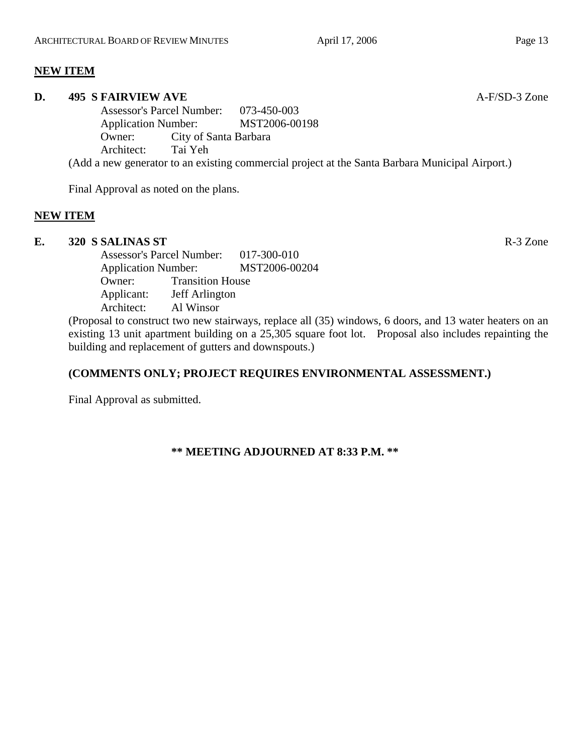**NEW ITEM**

**D. 495 S FAIRVIEW AVE** A-F/SD-3 Zone

Assessor's Parcel Number: 073-450-003
Application Number: MST2006-00198
Owner: City of Santa Barbara
Architect: Tai Yeh

(Add a new generator to an existing commercial project at the Santa Barbara Municipal Airport.)

Final Approval as noted on the plans.

**NEW ITEM**

**E. 320 S SALINAS ST** R-3 Zone

Assessor's Parcel Number: 017-300-010
Application Number: MST2006-00204
Owner: Transition House
Applicant: Jeff Arlington
Architect: Al Winsor

(Proposal to construct two new stairways, replace all (35) windows, 6 doors, and 13 water heaters on an existing 13 unit apartment building on a 25,305 square foot lot. Proposal also includes repainting the building and replacement of gutters and downspouts.)

**(COMMENTS ONLY; PROJECT REQUIRES ENVIRONMENTAL ASSESSMENT.)**

Final Approval as submitted.

**\*\* MEETING ADJOURNED AT 8:33 P.M. \*\***